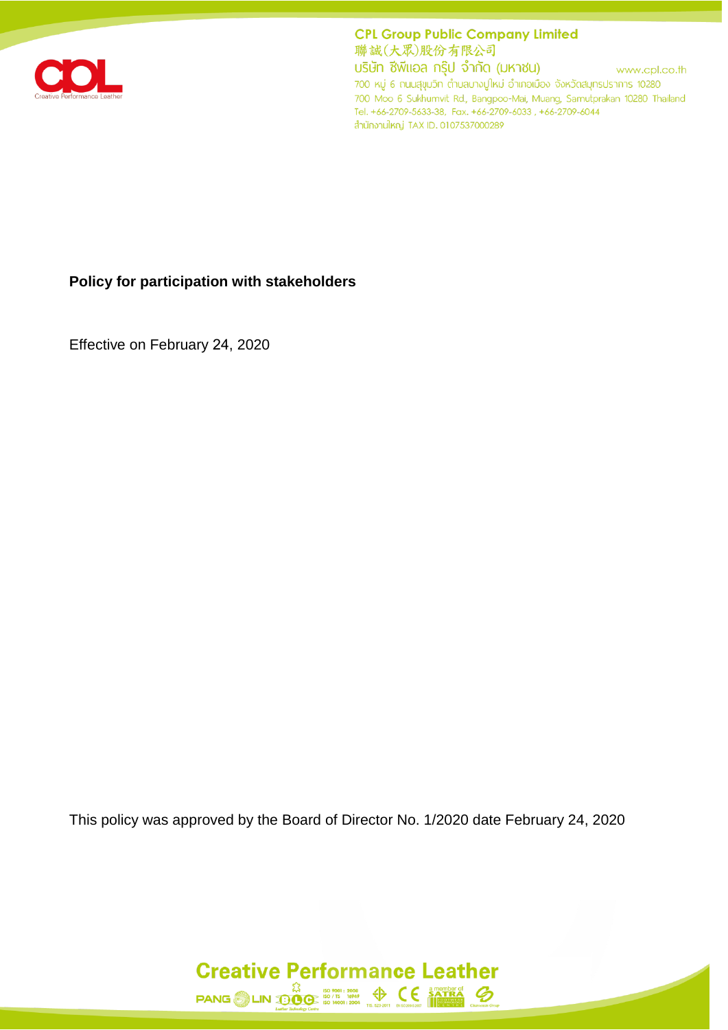# Policy for participation with stakeholders

Effective on February 24, 2020

This policy was approved by the Board of Director No. 1/2020 date February 24, 2020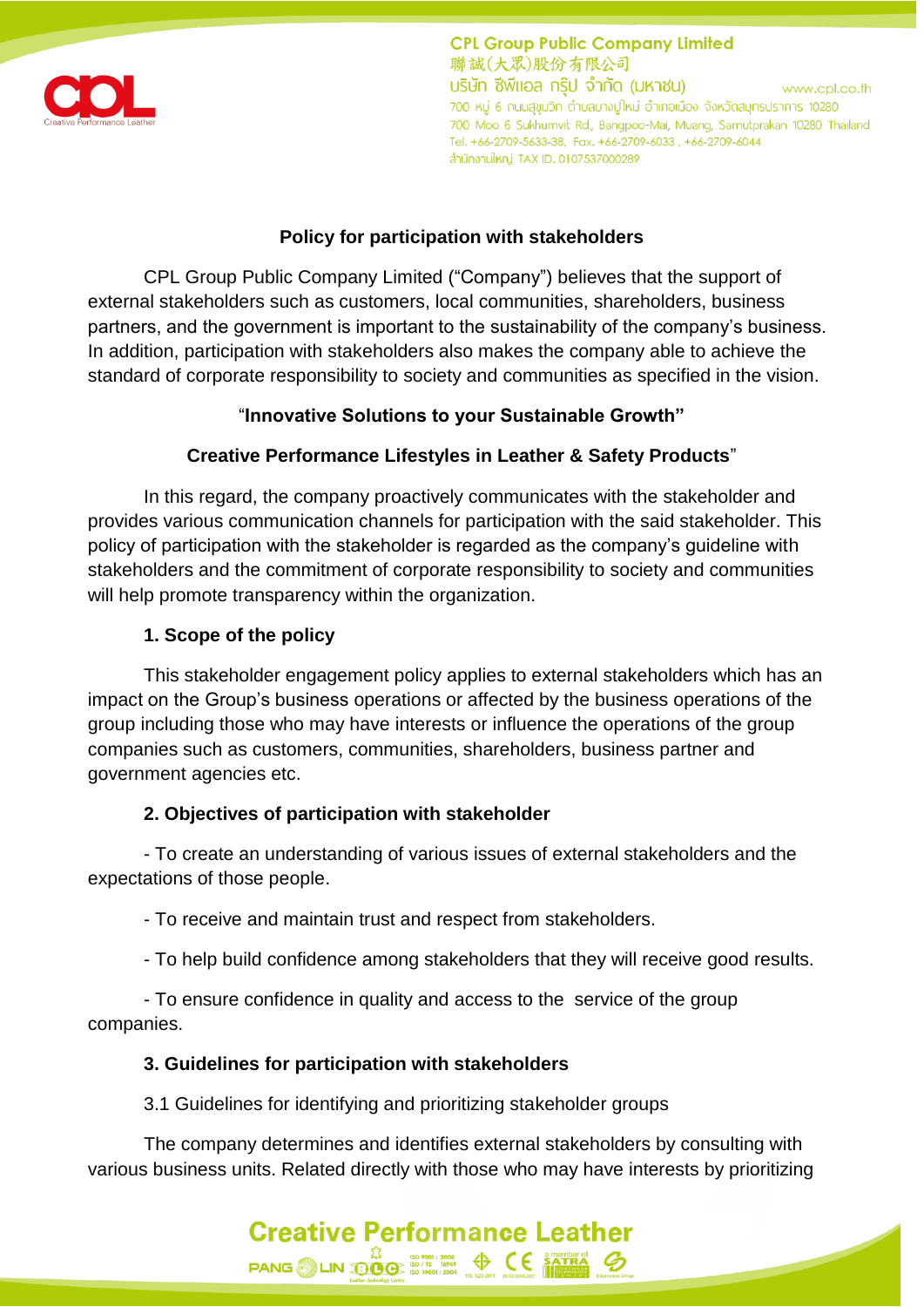## Policy for participation with stakeholders

CPL Group Public Company Limited ("Company") believes that the support of external stakeholders such as customers, local communities, shareholders, business partners, and the government is important to the sustainability of the company's business. In addition, participation with stakeholders also makes the company able to achieve the standard of corporate responsibility to society and communities as specified in the vision.

**"Innovative Solutions to your Sustainable Growth"**

**Creative Performance Lifestyles in Leather & Safety Products"**

In this regard, the company proactively communicates with the stakeholder and provides various communication channels for participation with the said stakeholder. This policy of participation with the stakeholder is regarded as the company's guideline with stakeholders and the commitment of corporate responsibility to society and communities will help promote transparency within the organization.

### 1. Scope of the policy

This stakeholder engagement policy applies to external stakeholders which has an impact on the Group's business operations or affected by the business operations of the group including those who may have interests or influence the operations of the group companies such as customers, communities, shareholders, business partner and government agencies etc.

### 2. Objectives of participation with stakeholder

- To create an understanding of various issues of external stakeholders and the expectations of those people.

- To receive and maintain trust and respect from stakeholders.

- To help build confidence among stakeholders that they will receive good results.

- To ensure confidence in quality and access to the service of the group companies.

### 3. Guidelines for participation with stakeholders

3.1 Guidelines for identifying and prioritizing stakeholder groups

The company determines and identifies external stakeholders by consulting with various business units. Related directly with those who may have interests by prioritizing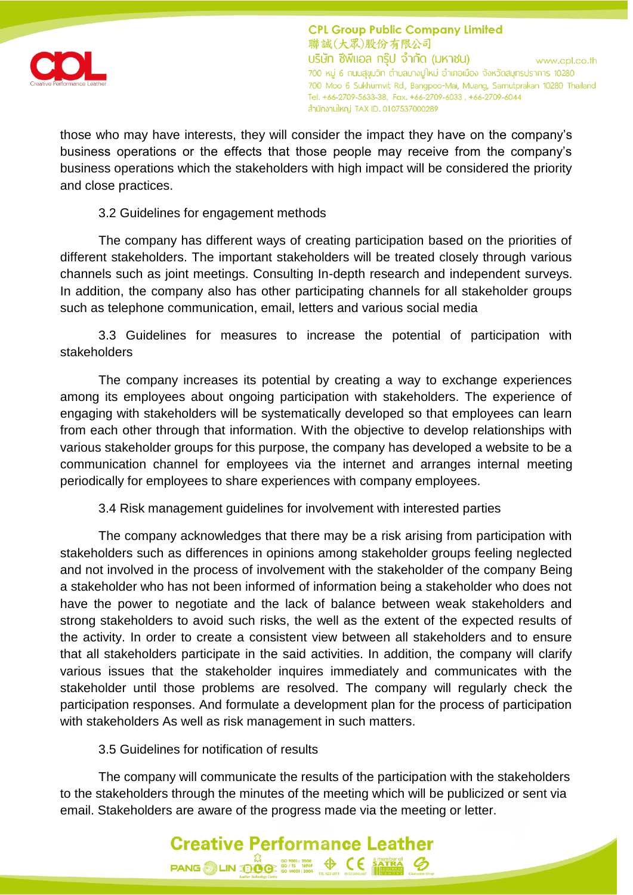those who may have interests, they will consider the impact they have on the company's business operations or the effects that those people may receive from the company's business operations which the stakeholders with high impact will be considered the priority and close practices.

3.2 Guidelines for engagement methods

The company has different ways of creating participation based on the priorities of different stakeholders. The important stakeholders will be treated closely through various channels such as joint meetings. Consulting In-depth research and independent surveys. In addition, the company also has other participating channels for all stakeholder groups such as telephone communication, email, letters and various social media

3.3 Guidelines for measures to increase the potential of participation with stakeholders

The company increases its potential by creating a way to exchange experiences among its employees about ongoing participation with stakeholders. The experience of engaging with stakeholders will be systematically developed so that employees can learn from each other through that information. With the objective to develop relationships with various stakeholder groups for this purpose, the company has developed a website to be a communication channel for employees via the internet and arranges internal meeting periodically for employees to share experiences with company employees.

3.4 Risk management guidelines for involvement with interested parties

The company acknowledges that there may be a risk arising from participation with stakeholders such as differences in opinions among stakeholder groups feeling neglected and not involved in the process of involvement with the stakeholder of the company Being a stakeholder who has not been informed of information being a stakeholder who does not have the power to negotiate and the lack of balance between weak stakeholders and strong stakeholders to avoid such risks, the well as the extent of the expected results of the activity. In order to create a consistent view between all stakeholders and to ensure that all stakeholders participate in the said activities. In addition, the company will clarify various issues that the stakeholder inquires immediately and communicates with the stakeholder until those problems are resolved. The company will regularly check the participation responses. And formulate a development plan for the process of participation with stakeholders As well as risk management in such matters.

3.5 Guidelines for notification of results

The company will communicate the results of the participation with the stakeholders to the stakeholders through the minutes of the meeting which will be publicized or sent via email. Stakeholders are aware of the progress made via the meeting or letter.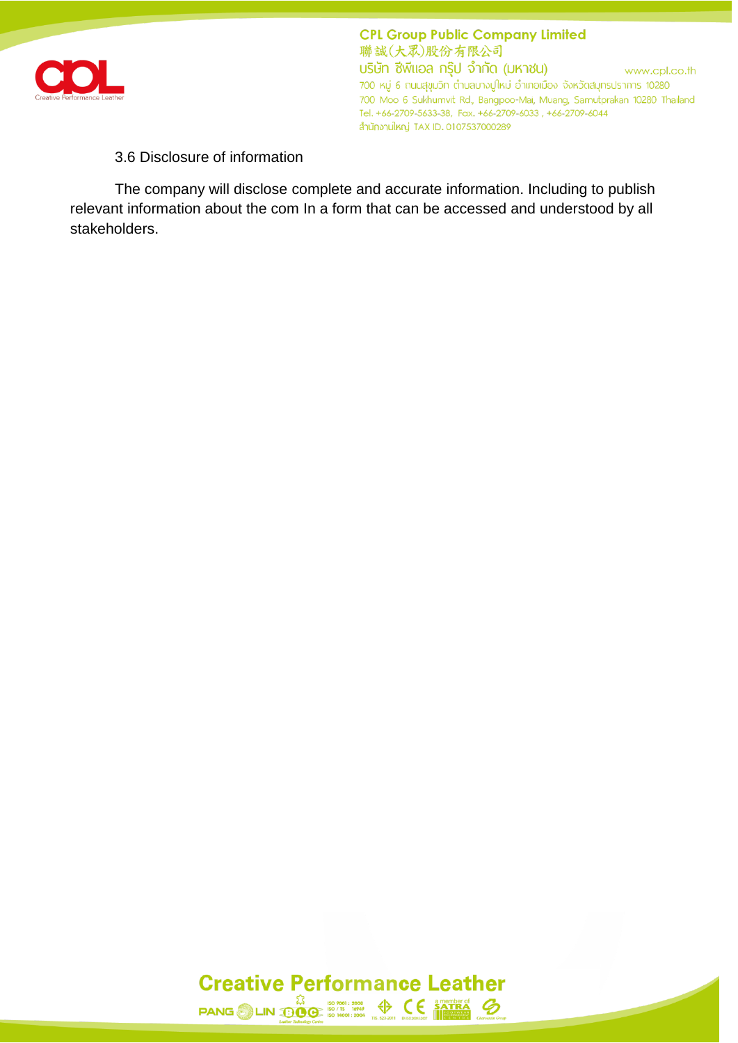3.6 Disclosure of information

The company will disclose complete and accurate information. Including to publish relevant information about the com In a form that can be accessed and understood by all stakeholders.